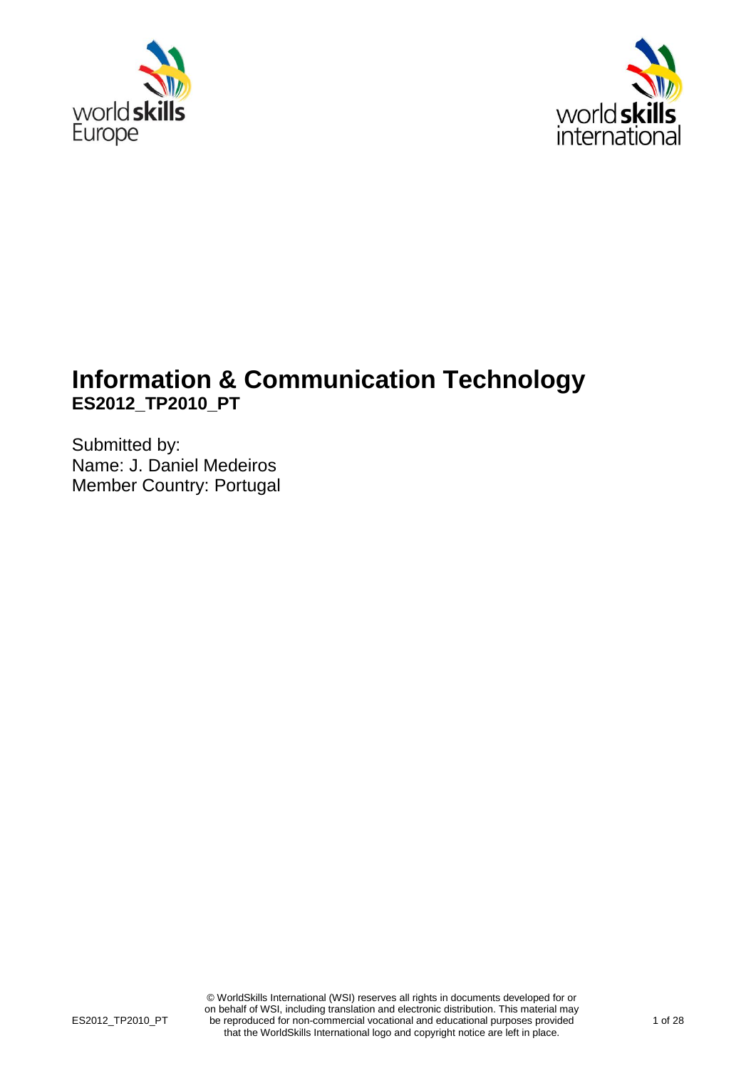# Information & Communication Technology

**ES2012_TP2010_PT**

Submitted by:
Name: J. Daniel Medeiros
Member Country: Portugal

© WorldSkills International (WSI) reserves all rights in documents developed for or on behalf of WSI, including translation and electronic distribution. This material may be reproduced for non-commercial vocational and educational purposes provided that the WorldSkills International logo and copyright notice are left in place.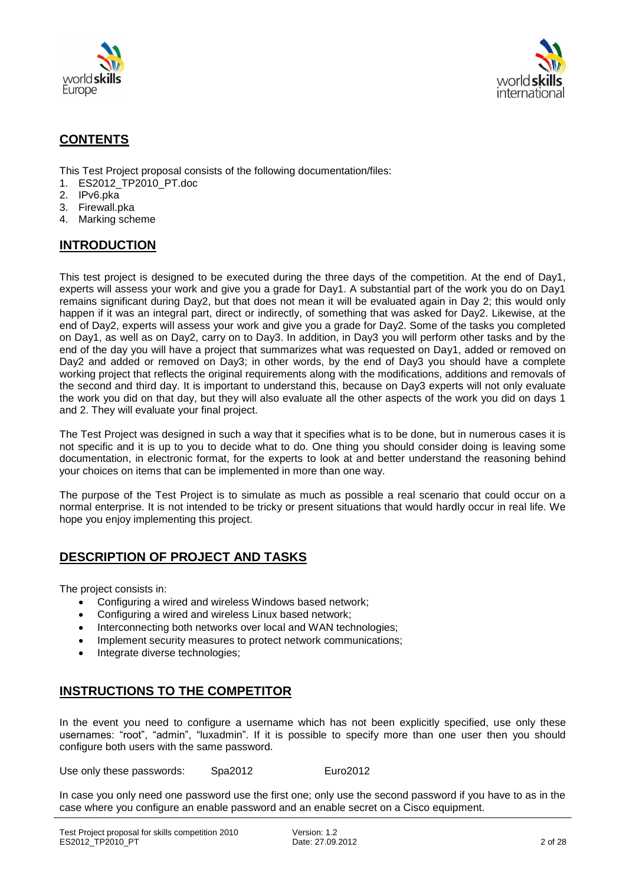## CONTENTS

This Test Project proposal consists of the following documentation/files:

1. ES2012_TP2010_PT.doc
2. IPv6.pka
3. Firewall.pka
4. Marking scheme

## INTRODUCTION

This test project is designed to be executed during the three days of the competition. At the end of Day1, experts will assess your work and give you a grade for Day1. A substantial part of the work you do on Day1 remains significant during Day2, but that does not mean it will be evaluated again in Day 2; this would only happen if it was an integral part, direct or indirectly, of something that was asked for Day2. Likewise, at the end of Day2, experts will assess your work and give you a grade for Day2. Some of the tasks you completed on Day1, as well as on Day2, carry on to Day3. In addition, in Day3 you will perform other tasks and by the end of the day you will have a project that summarizes what was requested on Day1, added or removed on Day2 and added or removed on Day3; in other words, by the end of Day3 you should have a complete working project that reflects the original requirements along with the modifications, additions and removals of the second and third day. It is important to understand this, because on Day3 experts will not only evaluate the work you did on that day, but they will also evaluate all the other aspects of the work you did on days 1 and 2. They will evaluate your final project.

The Test Project was designed in such a way that it specifies what is to be done, but in numerous cases it is not specific and it is up to you to decide what to do. One thing you should consider doing is leaving some documentation, in electronic format, for the experts to look at and better understand the reasoning behind your choices on items that can be implemented in more than one way.

The purpose of the Test Project is to simulate as much as possible a real scenario that could occur on a normal enterprise. It is not intended to be tricky or present situations that would hardly occur in real life. We hope you enjoy implementing this project.

## DESCRIPTION OF PROJECT AND TASKS

The project consists in:

- Configuring a wired and wireless Windows based network;
- Configuring a wired and wireless Linux based network;
- Interconnecting both networks over local and WAN technologies;
- Implement security measures to protect network communications;
- Integrate diverse technologies;

## INSTRUCTIONS TO THE COMPETITOR

In the event you need to configure a username which has not been explicitly specified, use only these usernames: "root", "admin", "luxadmin". If it is possible to specify more than one user then you should configure both users with the same password.

Use only these passwords: Spa2012 Euro2012

In case you only need one password use the first one; only use the second password if you have to as in the case where you configure an enable password and an enable secret on a Cisco equipment.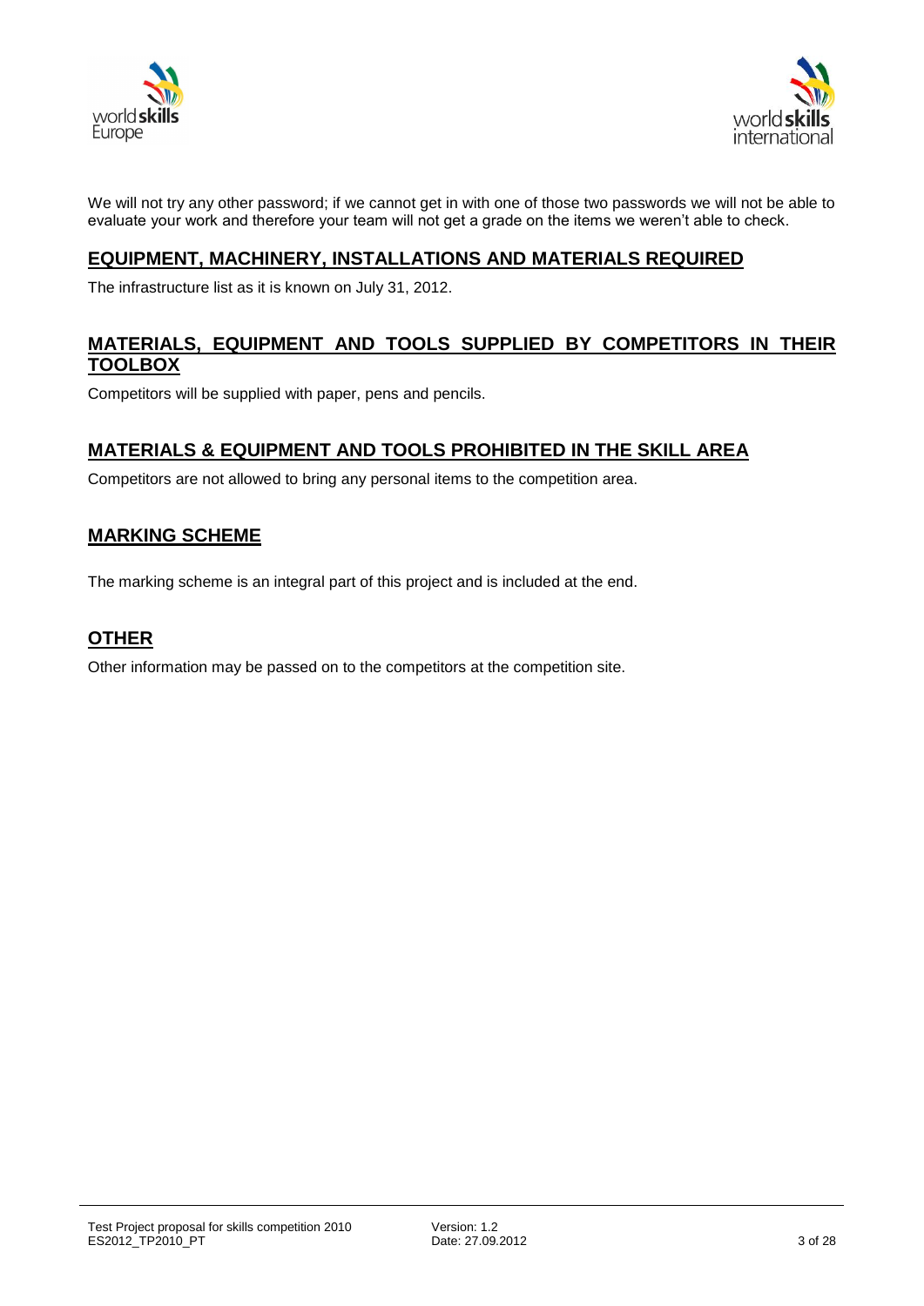We will not try any other password; if we cannot get in with one of those two passwords we will not be able to evaluate your work and therefore your team will not get a grade on the items we weren't able to check.

## EQUIPMENT, MACHINERY, INSTALLATIONS AND MATERIALS REQUIRED

The infrastructure list as it is known on July 31, 2012.

## MATERIALS, EQUIPMENT AND TOOLS SUPPLIED BY COMPETITORS IN THEIR TOOLBOX

Competitors will be supplied with paper, pens and pencils.

## MATERIALS & EQUIPMENT AND TOOLS PROHIBITED IN THE SKILL AREA

Competitors are not allowed to bring any personal items to the competition area.

## MARKING SCHEME

The marking scheme is an integral part of this project and is included at the end.

## OTHER

Other information may be passed on to the competitors at the competition site.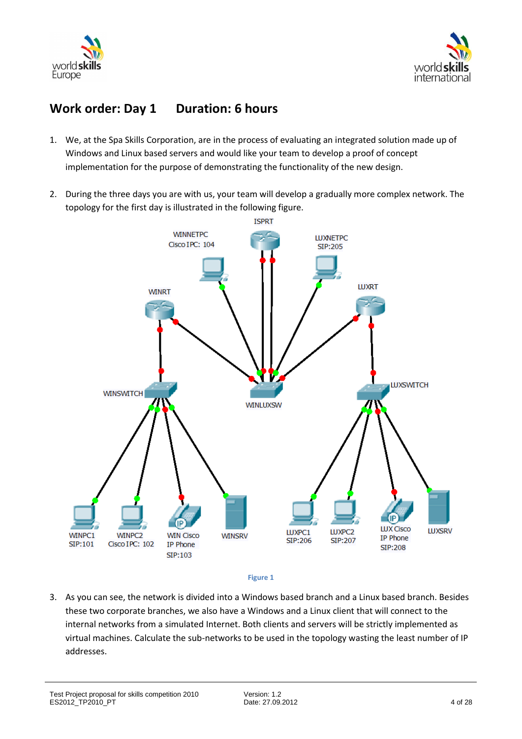## Work order: Day 1 Duration: 6 hours

1. We, at the Spa Skills Corporation, are in the process of evaluating an integrated solution made up of Windows and Linux based servers and would like your team to develop a proof of concept implementation for the purpose of demonstrating the functionality of the new design.

2. During the three days you are with us, your team will develop a gradually more complex network. The topology for the first day is illustrated in the following figure.

Figure 1

3. As you can see, the network is divided into a Windows based branch and a Linux based branch. Besides these two corporate branches, we also have a Windows and a Linux client that will connect to the internal networks from a simulated Internet. Both clients and servers will be strictly implemented as virtual machines. Calculate the sub-networks to be used in the topology wasting the least number of IP addresses.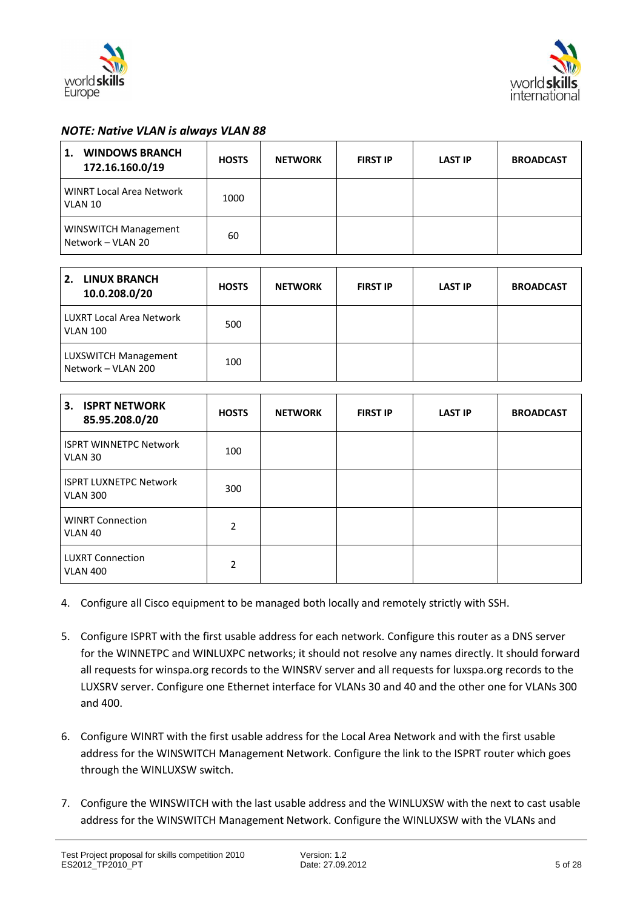***NOTE: Native VLAN is always VLAN 88***

| 1. **WINDOWS BRANCH 172.16.160.0/19** | **HOSTS** | **NETWORK** | **FIRST IP** | **LAST IP** | **BROADCAST** |
|---|---|---|---|---|---|
| WINRT Local Area Network VLAN 10 | 1000 | | | | |
| WINSWITCH Management Network – VLAN 20 | 60 | | | | |

| 2. **LINUX BRANCH 10.0.208.0/20** | **HOSTS** | **NETWORK** | **FIRST IP** | **LAST IP** | **BROADCAST** |
|---|---|---|---|---|---|
| LUXRT Local Area Network VLAN 100 | 500 | | | | |
| LUXSWITCH Management Network – VLAN 200 | 100 | | | | |

| 3. **ISPRT NETWORK 85.95.208.0/20** | **HOSTS** | **NETWORK** | **FIRST IP** | **LAST IP** | **BROADCAST** |
|---|---|---|---|---|---|
| ISPRT WINNETPC Network VLAN 30 | 100 | | | | |
| ISPRT LUXNETPC Network VLAN 300 | 300 | | | | |
| WINRT Connection VLAN 40 | 2 | | | | |
| LUXRT Connection VLAN 400 | 2 | | | | |

4. Configure all Cisco equipment to be managed both locally and remotely strictly with SSH.

5. Configure ISPRT with the first usable address for each network. Configure this router as a DNS server for the WINNETPC and WINLUXPC networks; it should not resolve any names directly. It should forward all requests for winspa.org records to the WINSRV server and all requests for luxspa.org records to the LUXSRV server. Configure one Ethernet interface for VLANs 30 and 40 and the other one for VLANs 300 and 400.

6. Configure WINRT with the first usable address for the Local Area Network and with the first usable address for the WINSWITCH Management Network. Configure the link to the ISPRT router which goes through the WINLUXSW switch.

7. Configure the WINSWITCH with the last usable address and the WINLUXSW with the next to cast usable address for the WINSWITCH Management Network. Configure the WINLUXSW with the VLANs and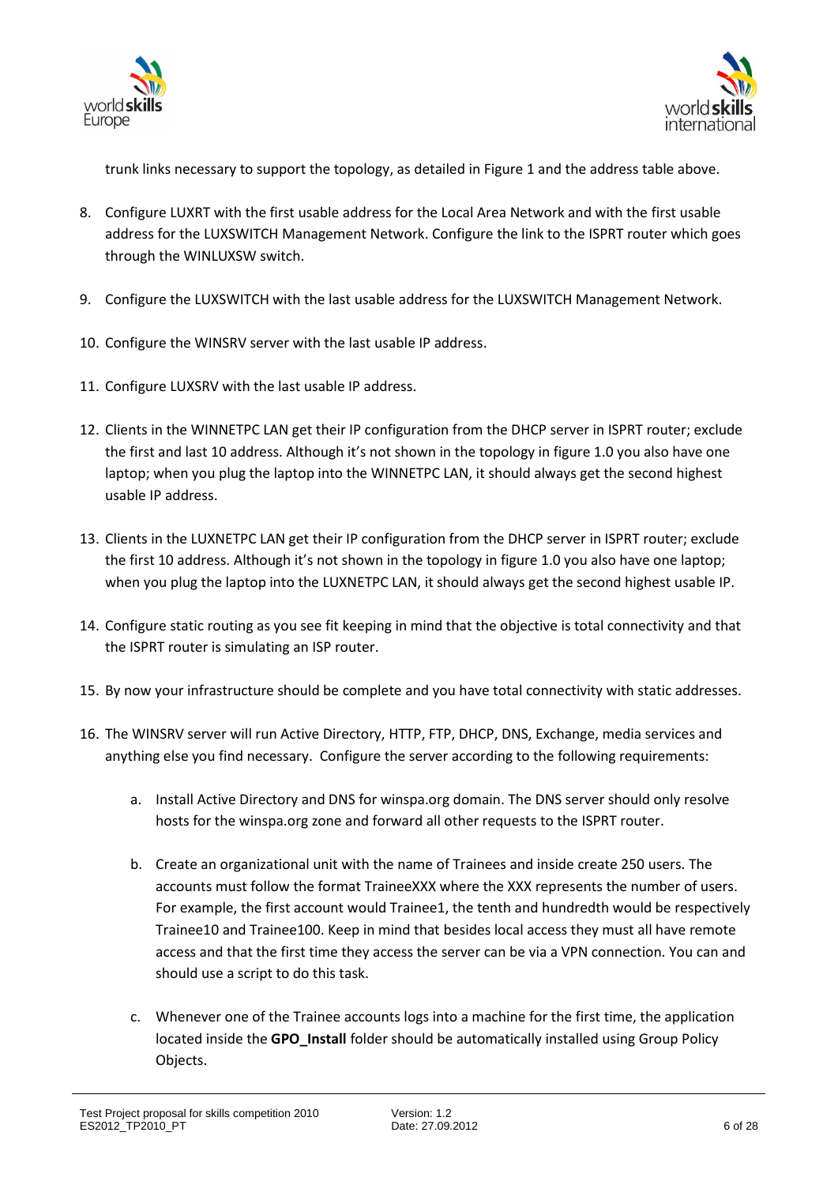trunk links necessary to support the topology, as detailed in Figure 1 and the address table above.

8. Configure LUXRT with the first usable address for the Local Area Network and with the first usable address for the LUXSWITCH Management Network. Configure the link to the ISPRT router which goes through the WINLUXSW switch.

9. Configure the LUXSWITCH with the last usable address for the LUXSWITCH Management Network.

10. Configure the WINSRV server with the last usable IP address.

11. Configure LUXSRV with the last usable IP address.

12. Clients in the WINNETPC LAN get their IP configuration from the DHCP server in ISPRT router; exclude the first and last 10 address. Although it's not shown in the topology in figure 1.0 you also have one laptop; when you plug the laptop into the WINNETPC LAN, it should always get the second highest usable IP address.

13. Clients in the LUXNETPC LAN get their IP configuration from the DHCP server in ISPRT router; exclude the first 10 address. Although it's not shown in the topology in figure 1.0 you also have one laptop; when you plug the laptop into the LUXNETPC LAN, it should always get the second highest usable IP.

14. Configure static routing as you see fit keeping in mind that the objective is total connectivity and that the ISPRT router is simulating an ISP router.

15. By now your infrastructure should be complete and you have total connectivity with static addresses.

16. The WINSRV server will run Active Directory, HTTP, FTP, DHCP, DNS, Exchange, media services and anything else you find necessary. Configure the server according to the following requirements:

    a. Install Active Directory and DNS for winspa.org domain. The DNS server should only resolve hosts for the winspa.org zone and forward all other requests to the ISPRT router.

    b. Create an organizational unit with the name of Trainees and inside create 250 users. The accounts must follow the format TraineeXXX where the XXX represents the number of users. For example, the first account would Trainee1, the tenth and hundredth would be respectively Trainee10 and Trainee100. Keep in mind that besides local access they must all have remote access and that the first time they access the server can be via a VPN connection. You can and should use a script to do this task.

    c. Whenever one of the Trainee accounts logs into a machine for the first time, the application located inside the **GPO_Install** folder should be automatically installed using Group Policy Objects.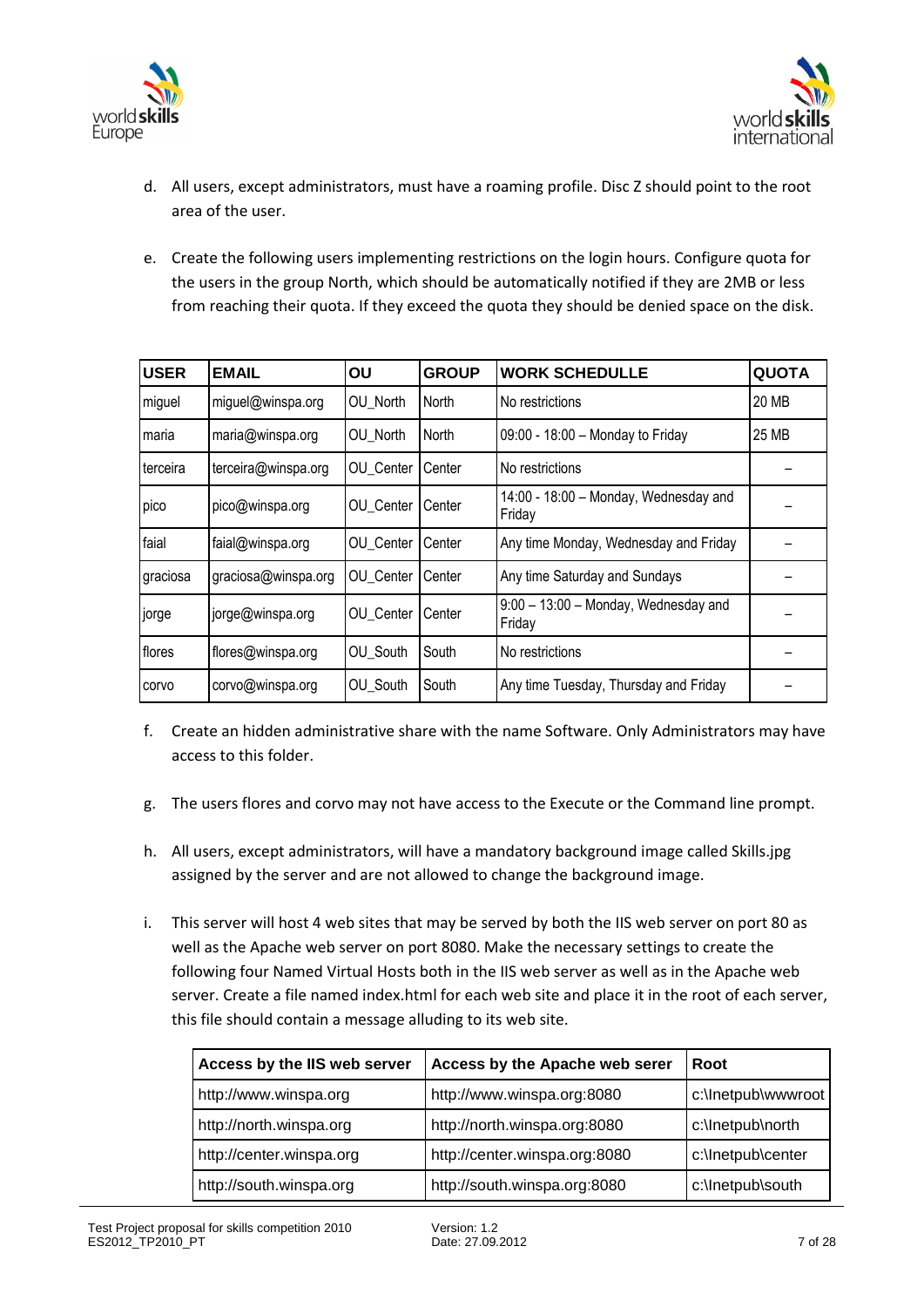d. All users, except administrators, must have a roaming profile. Disc Z should point to the root area of the user.

e. Create the following users implementing restrictions on the login hours. Configure quota for the users in the group North, which should be automatically notified if they are 2MB or less from reaching their quota. If they exceed the quota they should be denied space on the disk.

| USER | EMAIL | OU | GROUP | WORK SCHEDULLE | QUOTA |
|---|---|---|---|---|---|
| miguel | miguel@winspa.org | OU_North | North | No restrictions | 20 MB |
| maria | maria@winspa.org | OU_North | North | 09:00 - 18:00 – Monday to Friday | 25 MB |
| terceira | terceira@winspa.org | OU_Center | Center | No restrictions | – |
| pico | pico@winspa.org | OU_Center | Center | 14:00 - 18:00 – Monday, Wednesday and Friday | – |
| faial | faial@winspa.org | OU_Center | Center | Any time Monday, Wednesday and Friday | – |
| graciosa | graciosa@winspa.org | OU_Center | Center | Any time Saturday and Sundays | – |
| jorge | jorge@winspa.org | OU_Center | Center | 9:00 – 13:00 – Monday, Wednesday and Friday | – |
| flores | flores@winspa.org | OU_South | South | No restrictions | – |
| corvo | corvo@winspa.org | OU_South | South | Any time Tuesday, Thursday and Friday | – |

f. Create an hidden administrative share with the name Software. Only Administrators may have access to this folder.

g. The users flores and corvo may not have access to the Execute or the Command line prompt.

h. All users, except administrators, will have a mandatory background image called Skills.jpg assigned by the server and are not allowed to change the background image.

i. This server will host 4 web sites that may be served by both the IIS web server on port 80 as well as the Apache web server on port 8080. Make the necessary settings to create the following four Named Virtual Hosts both in the IIS web server as well as in the Apache web server. Create a file named index.html for each web site and place it in the root of each server, this file should contain a message alluding to its web site.

| Access by the IIS web server | Access by the Apache web serer | Root |
|---|---|---|
| http://www.winspa.org | http://www.winspa.org:8080 | c:\Inetpub\wwwroot |
| http://north.winspa.org | http://north.winspa.org:8080 | c:\Inetpub\north |
| http://center.winspa.org | http://center.winspa.org:8080 | c:\Inetpub\center |
| http://south.winspa.org | http://south.winspa.org:8080 | c:\Inetpub\south |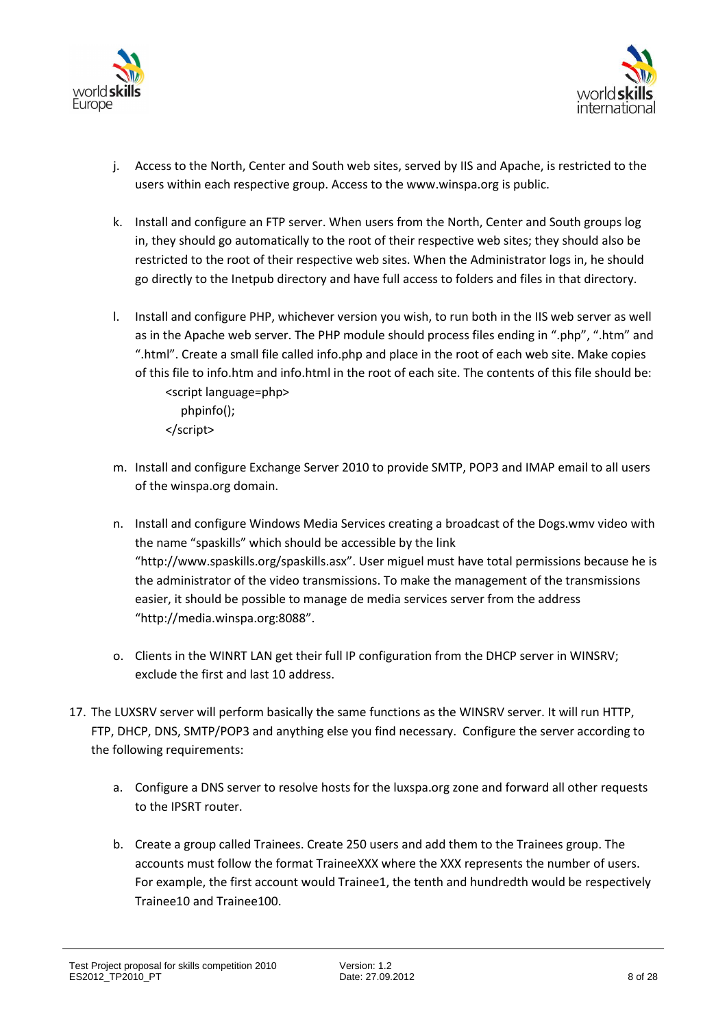j. Access to the North, Center and South web sites, served by IIS and Apache, is restricted to the users within each respective group. Access to the www.winspa.org is public.

k. Install and configure an FTP server. When users from the North, Center and South groups log in, they should go automatically to the root of their respective web sites; they should also be restricted to the root of their respective web sites. When the Administrator logs in, he should go directly to the Inetpub directory and have full access to folders and files in that directory.

l. Install and configure PHP, whichever version you wish, to run both in the IIS web server as well as in the Apache web server. The PHP module should process files ending in ".php", ".htm" and ".html". Create a small file called info.php and place in the root of each web site. Make copies of this file to info.htm and info.html in the root of each site. The contents of this file should be:

```
<script language=php>
   phpinfo();
</script>
```

m. Install and configure Exchange Server 2010 to provide SMTP, POP3 and IMAP email to all users of the winspa.org domain.

n. Install and configure Windows Media Services creating a broadcast of the Dogs.wmv video with the name "spaskills" which should be accessible by the link "http://www.spaskills.org/spaskills.asx". User miguel must have total permissions because he is the administrator of the video transmissions. To make the management of the transmissions easier, it should be possible to manage de media services server from the address "http://media.winspa.org:8088".

o. Clients in the WINRT LAN get their full IP configuration from the DHCP server in WINSRV; exclude the first and last 10 address.

17. The LUXSRV server will perform basically the same functions as the WINSRV server. It will run HTTP, FTP, DHCP, DNS, SMTP/POP3 and anything else you find necessary. Configure the server according to the following requirements:

    a. Configure a DNS server to resolve hosts for the luxspa.org zone and forward all other requests to the IPSRT router.

    b. Create a group called Trainees. Create 250 users and add them to the Trainees group. The accounts must follow the format TraineeXXX where the XXX represents the number of users. For example, the first account would Trainee1, the tenth and hundredth would be respectively Trainee10 and Trainee100.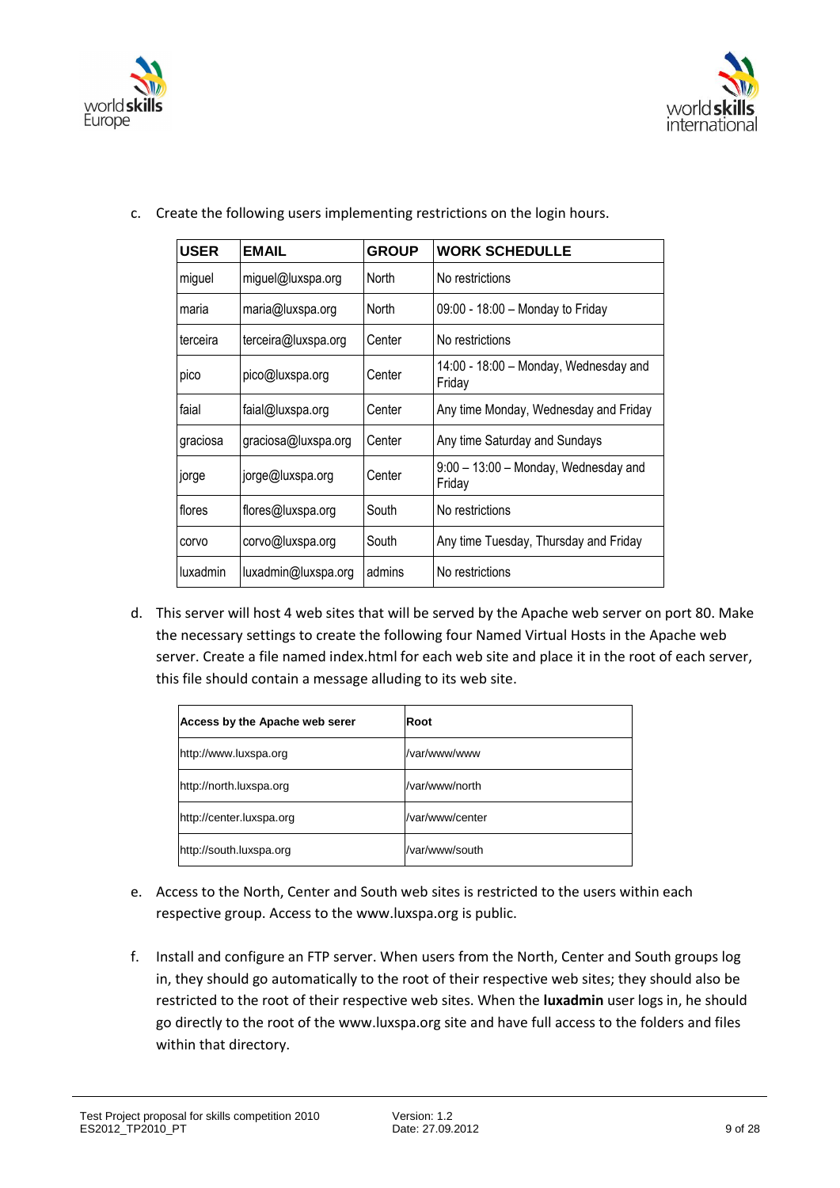c. Create the following users implementing restrictions on the login hours.

| USER | EMAIL | GROUP | WORK SCHEDULLE |
|---|---|---|---|
| miguel | miguel@luxspa.org | North | No restrictions |
| maria | maria@luxspa.org | North | 09:00 - 18:00 – Monday to Friday |
| terceira | terceira@luxspa.org | Center | No restrictions |
| pico | pico@luxspa.org | Center | 14:00 - 18:00 – Monday, Wednesday and Friday |
| faial | faial@luxspa.org | Center | Any time Monday, Wednesday and Friday |
| graciosa | graciosa@luxspa.org | Center | Any time Saturday and Sundays |
| jorge | jorge@luxspa.org | Center | 9:00 – 13:00 – Monday, Wednesday and Friday |
| flores | flores@luxspa.org | South | No restrictions |
| corvo | corvo@luxspa.org | South | Any time Tuesday, Thursday and Friday |
| luxadmin | luxadmin@luxspa.org | admins | No restrictions |

d. This server will host 4 web sites that will be served by the Apache web server on port 80. Make the necessary settings to create the following four Named Virtual Hosts in the Apache web server. Create a file named index.html for each web site and place it in the root of each server, this file should contain a message alluding to its web site.

| Access by the Apache web serer | Root |
|---|---|
| http://www.luxspa.org | /var/www/www |
| http://north.luxspa.org | /var/www/north |
| http://center.luxspa.org | /var/www/center |
| http://south.luxspa.org | /var/www/south |

e. Access to the North, Center and South web sites is restricted to the users within each respective group. Access to the www.luxspa.org is public.

f. Install and configure an FTP server. When users from the North, Center and South groups log in, they should go automatically to the root of their respective web sites; they should also be restricted to the root of their respective web sites. When the **luxadmin** user logs in, he should go directly to the root of the www.luxspa.org site and have full access to the folders and files within that directory.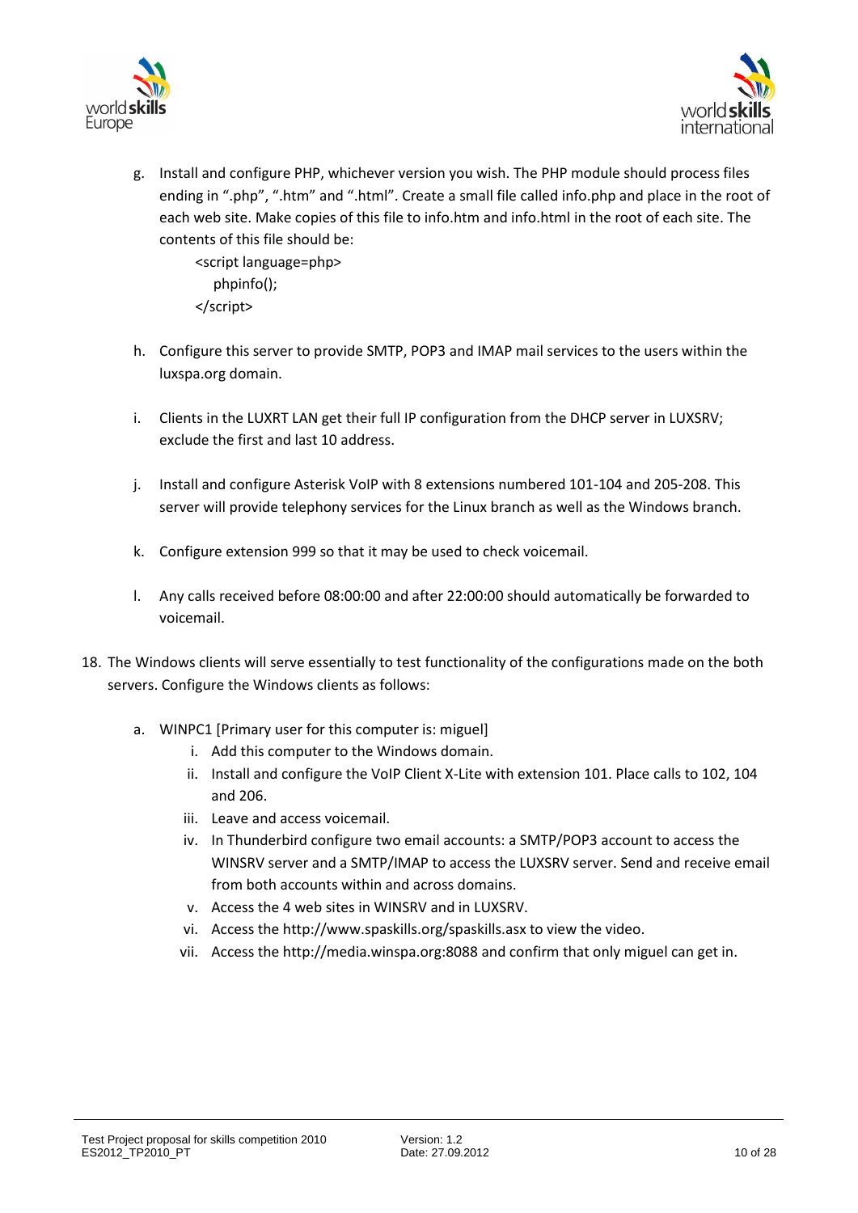g. Install and configure PHP, whichever version you wish. The PHP module should process files ending in ".php", ".htm" and ".html". Create a small file called info.php and place in the root of each web site. Make copies of this file to info.htm and info.html in the root of each site. The contents of this file should be:

```
<script language=php>
   phpinfo();
</script>
```

h. Configure this server to provide SMTP, POP3 and IMAP mail services to the users within the luxspa.org domain.

i. Clients in the LUXRT LAN get their full IP configuration from the DHCP server in LUXSRV; exclude the first and last 10 address.

j. Install and configure Asterisk VoIP with 8 extensions numbered 101-104 and 205-208. This server will provide telephony services for the Linux branch as well as the Windows branch.

k. Configure extension 999 so that it may be used to check voicemail.

l. Any calls received before 08:00:00 and after 22:00:00 should automatically be forwarded to voicemail.

18. The Windows clients will serve essentially to test functionality of the configurations made on the both servers. Configure the Windows clients as follows:

    a. WINPC1 [Primary user for this computer is: miguel]
        i. Add this computer to the Windows domain.
        ii. Install and configure the VoIP Client X-Lite with extension 101. Place calls to 102, 104 and 206.
        iii. Leave and access voicemail.
        iv. In Thunderbird configure two email accounts: a SMTP/POP3 account to access the WINSRV server and a SMTP/IMAP to access the LUXSRV server. Send and receive email from both accounts within and across domains.
        v. Access the 4 web sites in WINSRV and in LUXSRV.
        vi. Access the http://www.spaskills.org/spaskills.asx to view the video.
        vii. Access the http://media.winspa.org:8088 and confirm that only miguel can get in.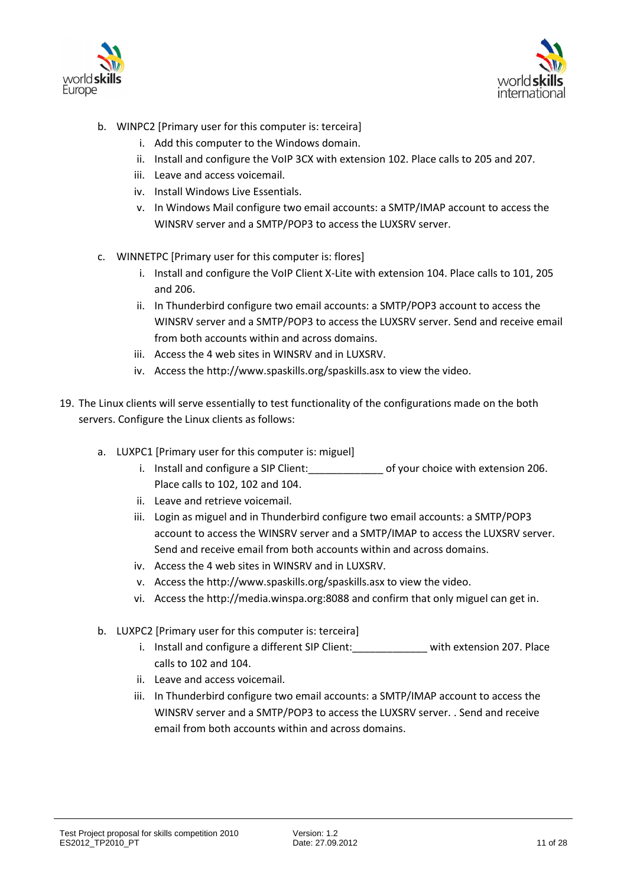b. WINPC2 [Primary user for this computer is: terceira]
    i. Add this computer to the Windows domain.
    ii. Install and configure the VoIP 3CX with extension 102. Place calls to 205 and 207.
    iii. Leave and access voicemail.
    iv. Install Windows Live Essentials.
    v. In Windows Mail configure two email accounts: a SMTP/IMAP account to access the WINSRV server and a SMTP/POP3 to access the LUXSRV server.

c. WINNETPC [Primary user for this computer is: flores]
    i. Install and configure the VoIP Client X-Lite with extension 104. Place calls to 101, 205 and 206.
    ii. In Thunderbird configure two email accounts: a SMTP/POP3 account to access the WINSRV server and a SMTP/POP3 to access the LUXSRV server. Send and receive email from both accounts within and across domains.
    iii. Access the 4 web sites in WINSRV and in LUXSRV.
    iv. Access the http://www.spaskills.org/spaskills.asx to view the video.

19. The Linux clients will serve essentially to test functionality of the configurations made on the both servers. Configure the Linux clients as follows:

    a. LUXPC1 [Primary user for this computer is: miguel]
        i. Install and configure a SIP Client:_____________ of your choice with extension 206. Place calls to 102, 102 and 104.
        ii. Leave and retrieve voicemail.
        iii. Login as miguel and in Thunderbird configure two email accounts: a SMTP/POP3 account to access the WINSRV server and a SMTP/IMAP to access the LUXSRV server. Send and receive email from both accounts within and across domains.
        iv. Access the 4 web sites in WINSRV and in LUXSRV.
        v. Access the http://www.spaskills.org/spaskills.asx to view the video.
        vi. Access the http://media.winspa.org:8088 and confirm that only miguel can get in.

    b. LUXPC2 [Primary user for this computer is: terceira]
        i. Install and configure a different SIP Client:_____________ with extension 207. Place calls to 102 and 104.
        ii. Leave and access voicemail.
        iii. In Thunderbird configure two email accounts: a SMTP/IMAP account to access the WINSRV server and a SMTP/POP3 to access the LUXSRV server. . Send and receive email from both accounts within and across domains.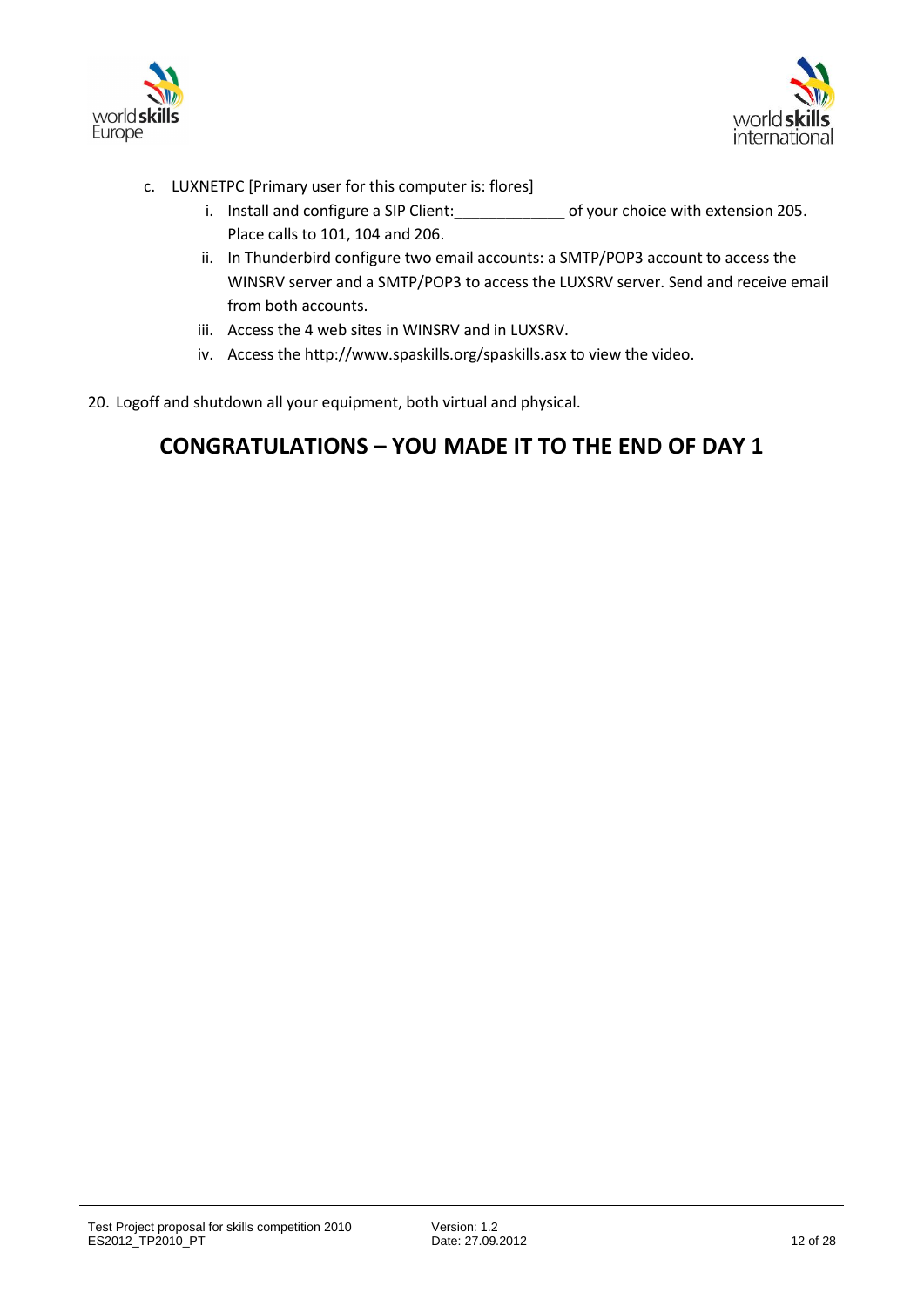c. LUXNETPC [Primary user for this computer is: flores]
    i. Install and configure a SIP Client:_____________ of your choice with extension 205. Place calls to 101, 104 and 206.
    ii. In Thunderbird configure two email accounts: a SMTP/POP3 account to access the WINSRV server and a SMTP/POP3 to access the LUXSRV server. Send and receive email from both accounts.
    iii. Access the 4 web sites in WINSRV and in LUXSRV.
    iv. Access the http://www.spaskills.org/spaskills.asx to view the video.

20. Logoff and shutdown all your equipment, both virtual and physical.

## CONGRATULATIONS – YOU MADE IT TO THE END OF DAY 1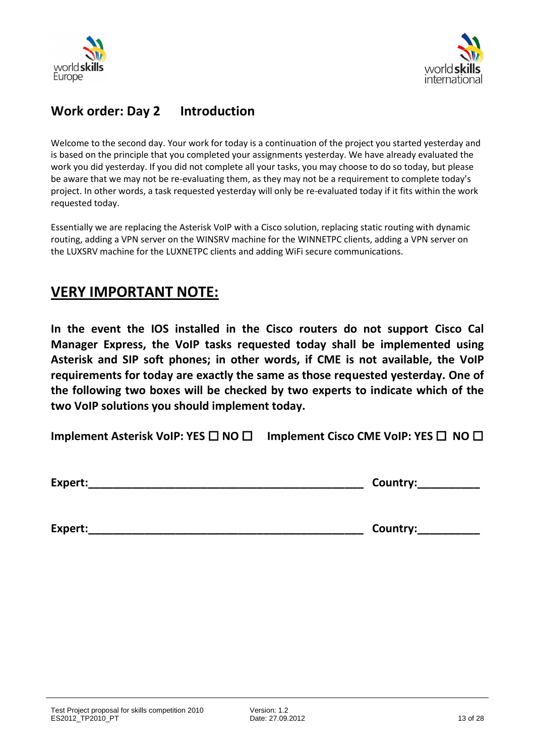## Work order: Day 2 Introduction

Welcome to the second day. Your work for today is a continuation of the project you started yesterday and is based on the principle that you completed your assignments yesterday. We have already evaluated the work you did yesterday. If you did not complete all your tasks, you may choose to do so today, but please be aware that we may not be re-evaluating them, as they may not be a requirement to complete today's project. In other words, a task requested yesterday will only be re-evaluated today if it fits within the work requested today.

Essentially we are replacing the Asterisk VoIP with a Cisco solution, replacing static routing with dynamic routing, adding a VPN server on the WINSRV machine for the WINNETPC clients, adding a VPN server on the LUXSRV machine for the LUXNETPC clients and adding WiFi secure communications.

## VERY IMPORTANT NOTE:

**In the event the IOS installed in the Cisco routers do not support Cisco Cal Manager Express, the VoIP tasks requested today shall be implemented using Asterisk and SIP soft phones; in other words, if CME is not available, the VoIP requirements for today are exactly the same as those requested yesterday. One of the following two boxes will be checked by two experts to indicate which of the two VoIP solutions you should implement today.**

**Implement Asterisk VoIP: YES ☐ NO ☐ Implement Cisco CME VoIP: YES ☐ NO ☐**

**Expert:\_\_\_\_\_\_\_\_\_\_\_\_\_\_\_\_\_\_\_\_\_\_\_\_\_\_\_\_\_\_\_\_\_\_\_\_\_\_\_\_\_\_\_\_ Country:\_\_\_\_\_\_\_\_\_\_**

**Expert:\_\_\_\_\_\_\_\_\_\_\_\_\_\_\_\_\_\_\_\_\_\_\_\_\_\_\_\_\_\_\_\_\_\_\_\_\_\_\_\_\_\_\_\_ Country:\_\_\_\_\_\_\_\_\_\_**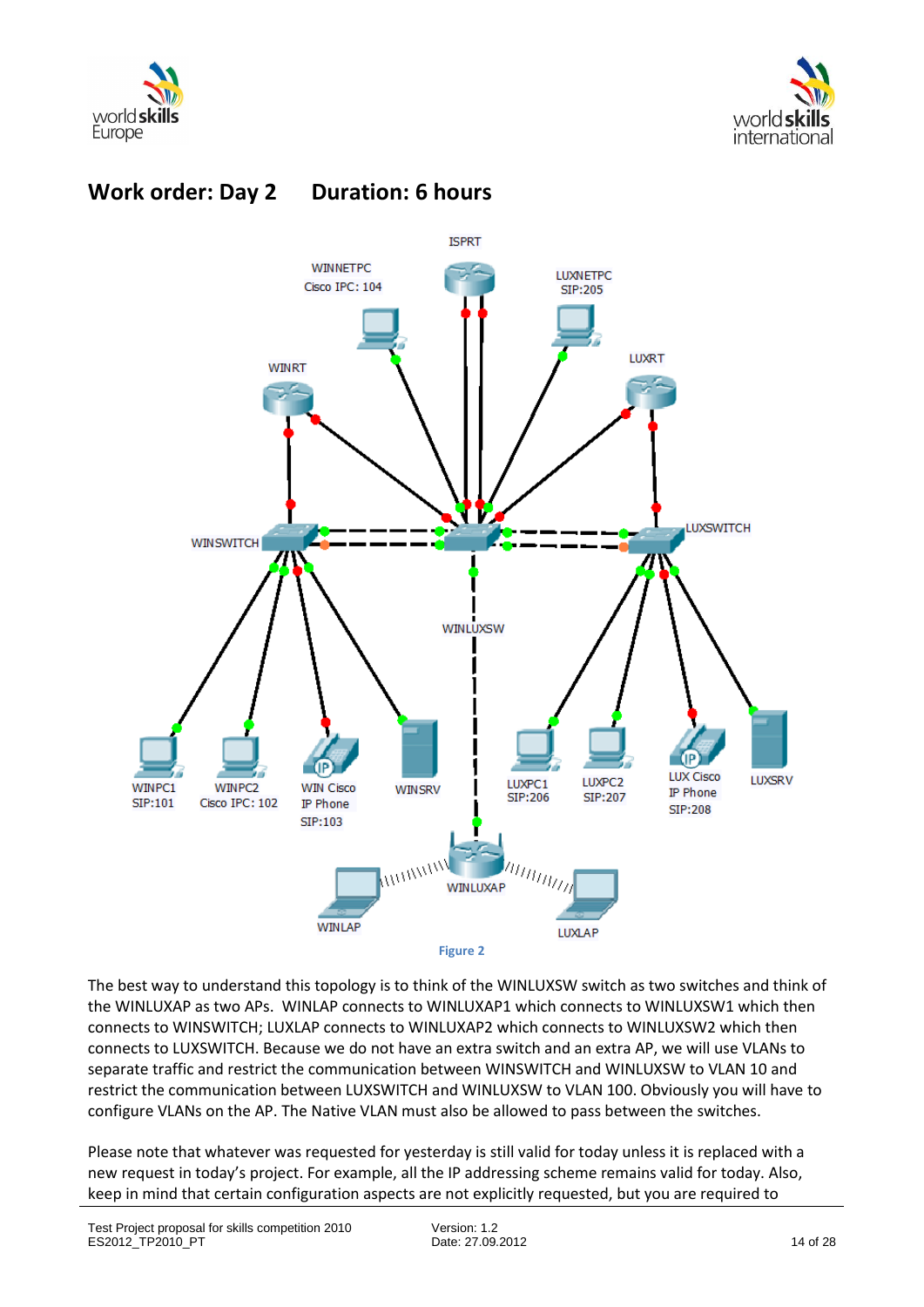# Work order: Day 2 Duration: 6 hours

Figure 2

The best way to understand this topology is to think of the WINLUXSW switch as two switches and think of the WINLUXAP as two APs. WINLAP connects to WINLUXAP1 which connects to WINLUXSW1 which then connects to WINSWITCH; LUXLAP connects to WINLUXAP2 which connects to WINLUXSW2 which then connects to LUXSWITCH. Because we do not have an extra switch and an extra AP, we will use VLANs to separate traffic and restrict the communication between WINSWITCH and WINLUXSW to VLAN 10 and restrict the communication between LUXSWITCH and WINLUXSW to VLAN 100. Obviously you will have to configure VLANs on the AP. The Native VLAN must also be allowed to pass between the switches.

Please note that whatever was requested for yesterday is still valid for today unless it is replaced with a new request in today's project. For example, all the IP addressing scheme remains valid for today. Also, keep in mind that certain configuration aspects are not explicitly requested, but you are required to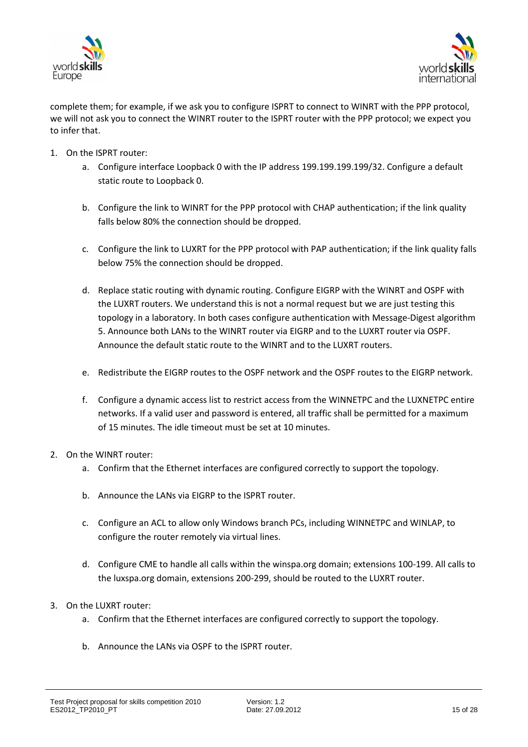complete them; for example, if we ask you to configure ISPRT to connect to WINRT with the PPP protocol, we will not ask you to connect the WINRT router to the ISPRT router with the PPP protocol; we expect you to infer that.

1. On the ISPRT router:
   a. Configure interface Loopback 0 with the IP address 199.199.199.199/32. Configure a default static route to Loopback 0.

   b. Configure the link to WINRT for the PPP protocol with CHAP authentication; if the link quality falls below 80% the connection should be dropped.

   c. Configure the link to LUXRT for the PPP protocol with PAP authentication; if the link quality falls below 75% the connection should be dropped.

   d. Replace static routing with dynamic routing. Configure EIGRP with the WINRT and OSPF with the LUXRT routers. We understand this is not a normal request but we are just testing this topology in a laboratory. In both cases configure authentication with Message-Digest algorithm 5. Announce both LANs to the WINRT router via EIGRP and to the LUXRT router via OSPF. Announce the default static route to the WINRT and to the LUXRT routers.

   e. Redistribute the EIGRP routes to the OSPF network and the OSPF routes to the EIGRP network.

   f. Configure a dynamic access list to restrict access from the WINNETPC and the LUXNETPC entire networks. If a valid user and password is entered, all traffic shall be permitted for a maximum of 15 minutes. The idle timeout must be set at 10 minutes.

2. On the WINRT router:
   a. Confirm that the Ethernet interfaces are configured correctly to support the topology.

   b. Announce the LANs via EIGRP to the ISPRT router.

   c. Configure an ACL to allow only Windows branch PCs, including WINNETPC and WINLAP, to configure the router remotely via virtual lines.

   d. Configure CME to handle all calls within the winspa.org domain; extensions 100-199. All calls to the luxspa.org domain, extensions 200-299, should be routed to the LUXRT router.

3. On the LUXRT router:
   a. Confirm that the Ethernet interfaces are configured correctly to support the topology.

   b. Announce the LANs via OSPF to the ISPRT router.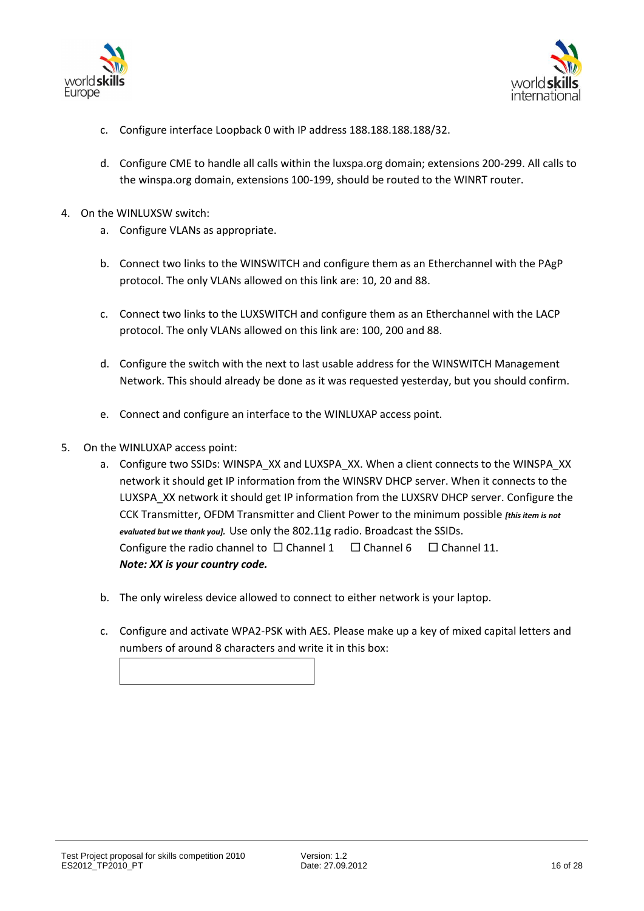c. Configure interface Loopback 0 with IP address 188.188.188.188/32.

d. Configure CME to handle all calls within the luxspa.org domain; extensions 200-299. All calls to the winspa.org domain, extensions 100-199, should be routed to the WINRT router.

4. On the WINLUXSW switch:

   a. Configure VLANs as appropriate.

   b. Connect two links to the WINSWITCH and configure them as an Etherchannel with the PAgP protocol. The only VLANs allowed on this link are: 10, 20 and 88.

   c. Connect two links to the LUXSWITCH and configure them as an Etherchannel with the LACP protocol. The only VLANs allowed on this link are: 100, 200 and 88.

   d. Configure the switch with the next to last usable address for the WINSWITCH Management Network. This should already be done as it was requested yesterday, but you should confirm.

   e. Connect and configure an interface to the WINLUXAP access point.

5. On the WINLUXAP access point:

   a. Configure two SSIDs: WINSPA_XX and LUXSPA_XX. When a client connects to the WINSPA_XX network it should get IP information from the WINSRV DHCP server. When it connects to the LUXSPA_XX network it should get IP information from the LUXSRV DHCP server. Configure the CCK Transmitter, OFDM Transmitter and Client Power to the minimum possible ***[this item is not evaluated but we thank you].*** Use only the 802.11g radio. Broadcast the SSIDs.
   Configure the radio channel to ☐ Channel 1 ☐ Channel 6 ☐ Channel 11.
   ***Note: XX is your country code.***

   b. The only wireless device allowed to connect to either network is your laptop.

   c. Configure and activate WPA2-PSK with AES. Please make up a key of mixed capital letters and numbers of around 8 characters and write it in this box:

| |
|---|
| |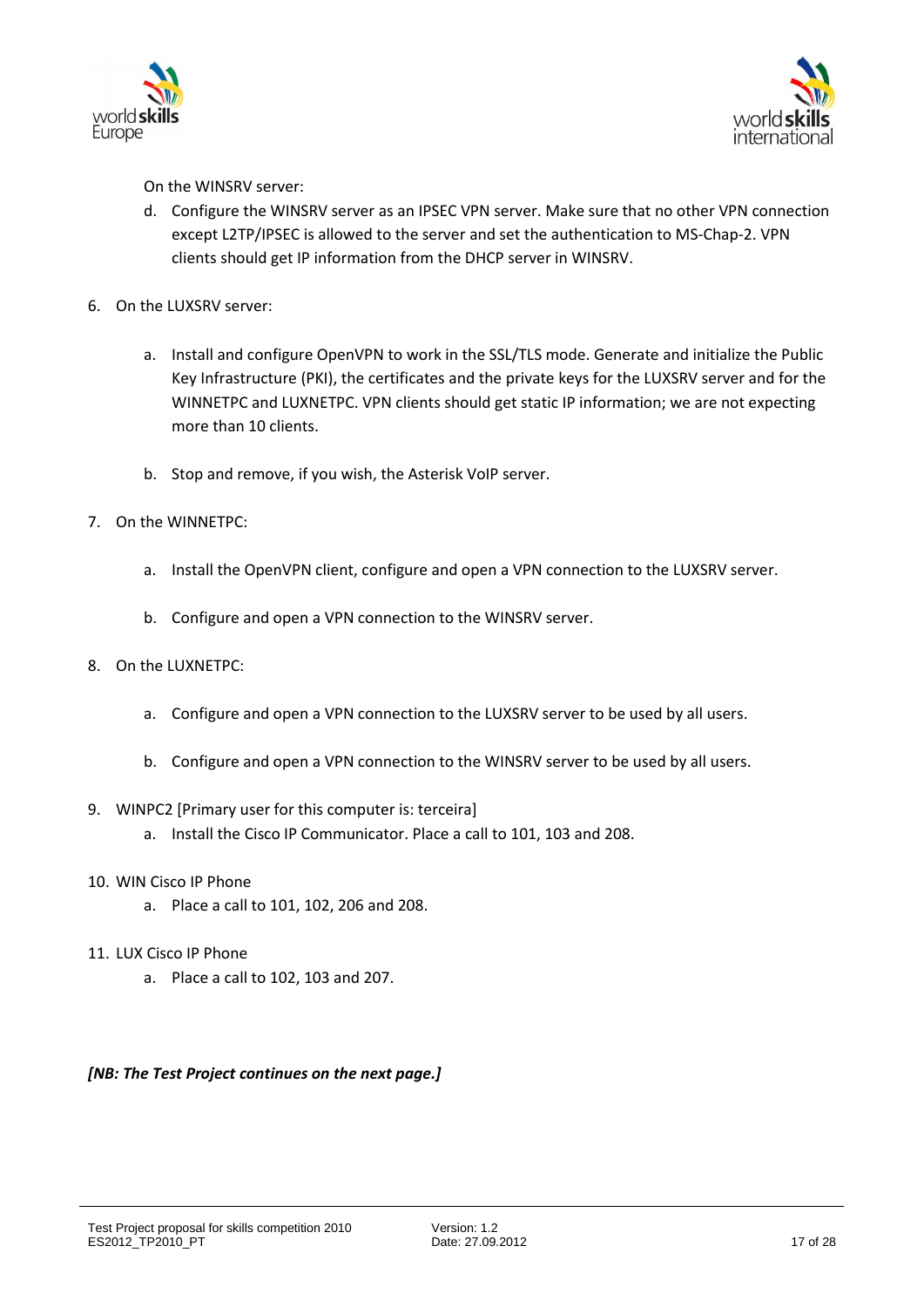On the WINSRV server:

d. Configure the WINSRV server as an IPSEC VPN server. Make sure that no other VPN connection except L2TP/IPSEC is allowed to the server and set the authentication to MS-Chap-2. VPN clients should get IP information from the DHCP server in WINSRV.

6. On the LUXSRV server:

   a. Install and configure OpenVPN to work in the SSL/TLS mode. Generate and initialize the Public Key Infrastructure (PKI), the certificates and the private keys for the LUXSRV server and for the WINNETPC and LUXNETPC. VPN clients should get static IP information; we are not expecting more than 10 clients.

   b. Stop and remove, if you wish, the Asterisk VoIP server.

7. On the WINNETPC:

   a. Install the OpenVPN client, configure and open a VPN connection to the LUXSRV server.

   b. Configure and open a VPN connection to the WINSRV server.

8. On the LUXNETPC:

   a. Configure and open a VPN connection to the LUXSRV server to be used by all users.

   b. Configure and open a VPN connection to the WINSRV server to be used by all users.

9. WINPC2 [Primary user for this computer is: terceira]
   a. Install the Cisco IP Communicator. Place a call to 101, 103 and 208.

10. WIN Cisco IP Phone
    a. Place a call to 101, 102, 206 and 208.

11. LUX Cisco IP Phone
    a. Place a call to 102, 103 and 207.

***[NB: The Test Project continues on the next page.]***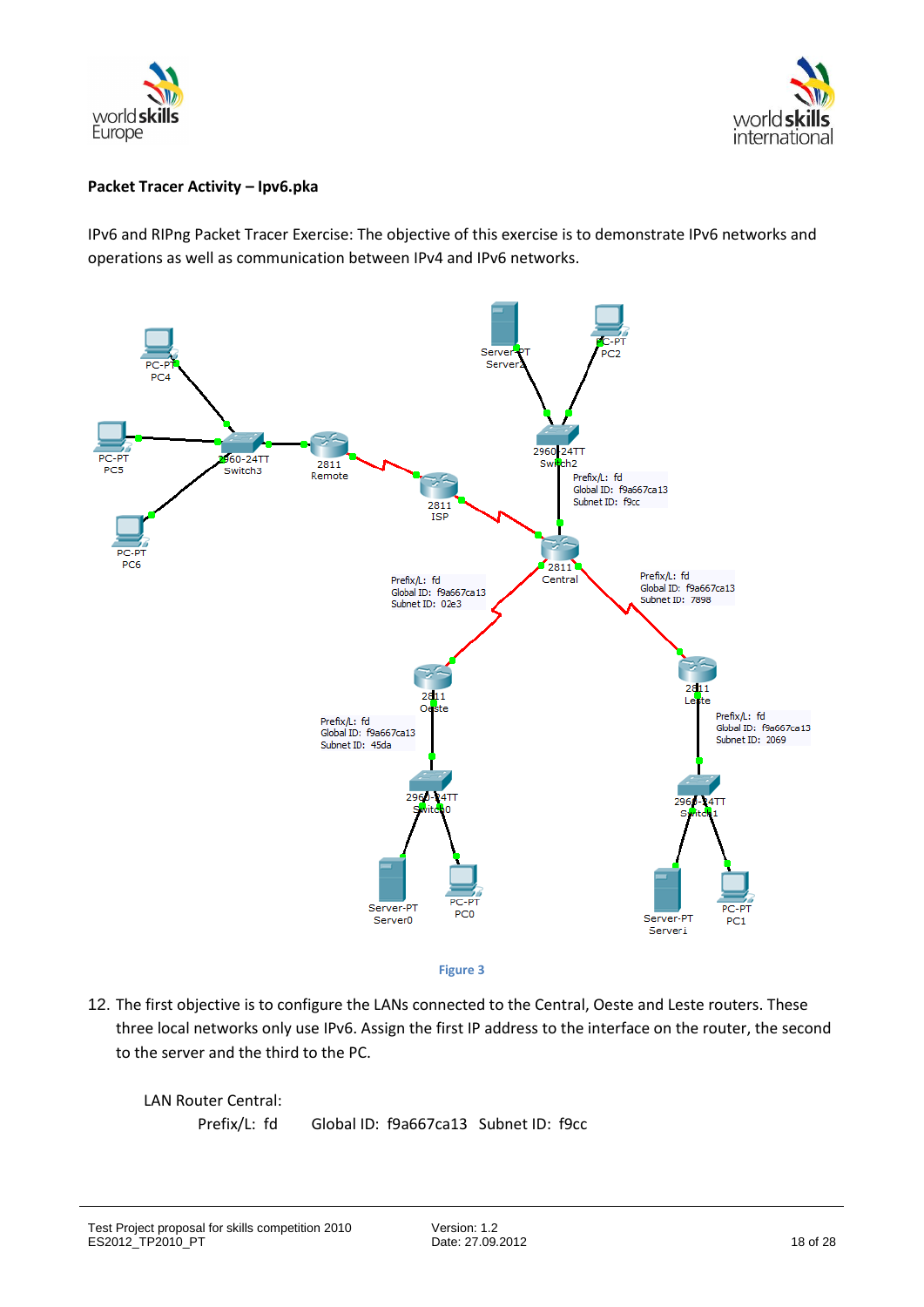**Packet Tracer Activity – Ipv6.pka**

IPv6 and RIPng Packet Tracer Exercise: The objective of this exercise is to demonstrate IPv6 networks and operations as well as communication between IPv4 and IPv6 networks.

Figure 3

12. The first objective is to configure the LANs connected to the Central, Oeste and Leste routers. These three local networks only use IPv6. Assign the first IP address to the interface on the router, the second to the server and the third to the PC.

LAN Router Central:

Prefix/L: fd    Global ID: f9a667ca13  Subnet ID: f9cc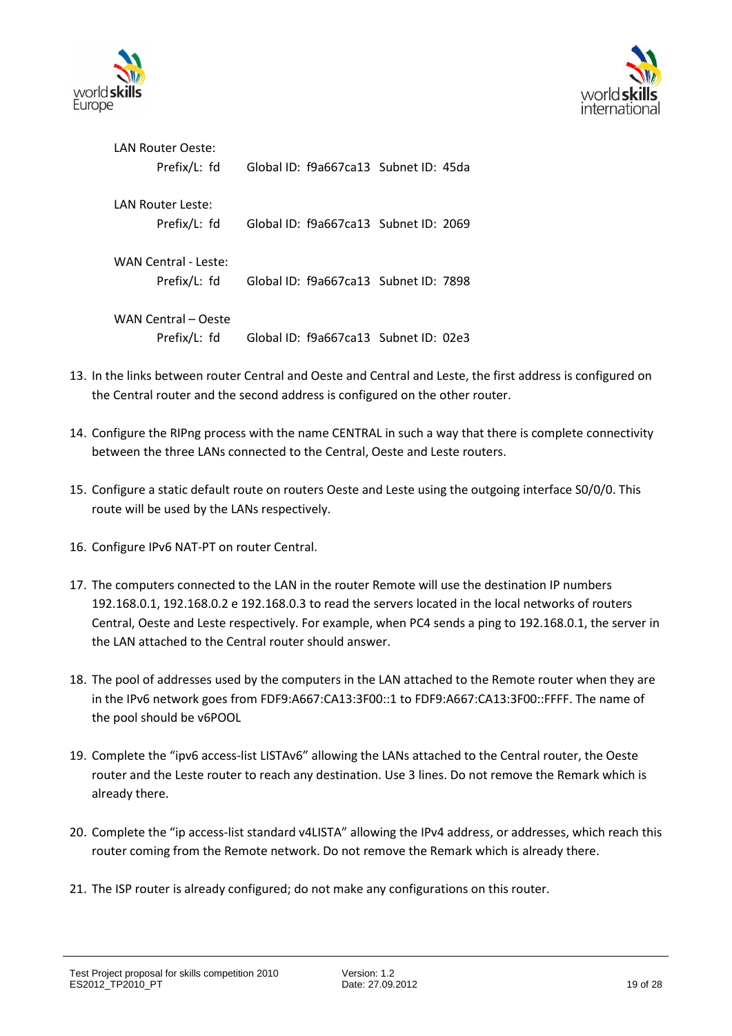LAN Router Oeste:

Prefix/L: fd  Global ID: f9a667ca13  Subnet ID: 45da

LAN Router Leste:

Prefix/L: fd  Global ID: f9a667ca13  Subnet ID: 2069

WAN Central - Leste:

Prefix/L: fd  Global ID: f9a667ca13  Subnet ID: 7898

WAN Central – Oeste

Prefix/L: fd  Global ID: f9a667ca13  Subnet ID: 02e3

13. In the links between router Central and Oeste and Central and Leste, the first address is configured on the Central router and the second address is configured on the other router.

14. Configure the RIPng process with the name CENTRAL in such a way that there is complete connectivity between the three LANs connected to the Central, Oeste and Leste routers.

15. Configure a static default route on routers Oeste and Leste using the outgoing interface S0/0/0. This route will be used by the LANs respectively.

16. Configure IPv6 NAT-PT on router Central.

17. The computers connected to the LAN in the router Remote will use the destination IP numbers 192.168.0.1, 192.168.0.2 e 192.168.0.3 to read the servers located in the local networks of routers Central, Oeste and Leste respectively. For example, when PC4 sends a ping to 192.168.0.1, the server in the LAN attached to the Central router should answer.

18. The pool of addresses used by the computers in the LAN attached to the Remote router when they are in the IPv6 network goes from FDF9:A667:CA13:3F00::1 to FDF9:A667:CA13:3F00::FFFF. The name of the pool should be v6POOL

19. Complete the "ipv6 access-list LISTAv6" allowing the LANs attached to the Central router, the Oeste router and the Leste router to reach any destination. Use 3 lines. Do not remove the Remark which is already there.

20. Complete the "ip access-list standard v4LISTA" allowing the IPv4 address, or addresses, which reach this router coming from the Remote network. Do not remove the Remark which is already there.

21. The ISP router is already configured; do not make any configurations on this router.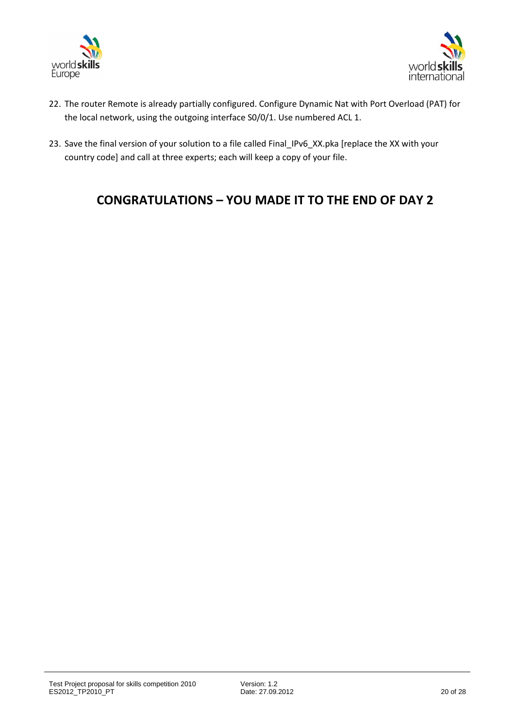22. The router Remote is already partially configured. Configure Dynamic Nat with Port Overload (PAT) for the local network, using the outgoing interface S0/0/1. Use numbered ACL 1.

23. Save the final version of your solution to a file called Final_IPv6_XX.pka [replace the XX with your country code] and call at three experts; each will keep a copy of your file.

## CONGRATULATIONS – YOU MADE IT TO THE END OF DAY 2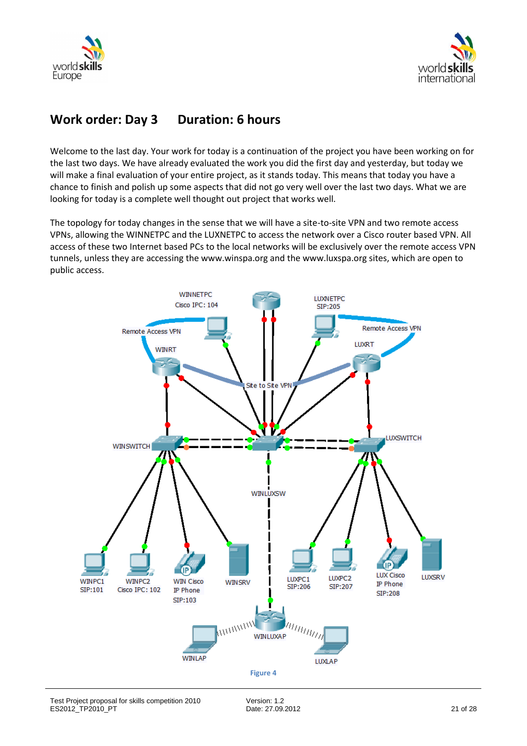## Work order: Day 3 Duration: 6 hours

Welcome to the last day. Your work for today is a continuation of the project you have been working on for the last two days. We have already evaluated the work you did the first day and yesterday, but today we will make a final evaluation of your entire project, as it stands today. This means that today you have a chance to finish and polish up some aspects that did not go very well over the last two days. What we are looking for today is a complete well thought out project that works well.

The topology for today changes in the sense that we will have a site-to-site VPN and two remote access VPNs, allowing the WINNETPC and the LUXNETPC to access the network over a Cisco router based VPN. All access of these two Internet based PCs to the local networks will be exclusively over the remote access VPN tunnels, unless they are accessing the www.winspa.org and the www.luxspa.org sites, which are open to public access.

Figure 4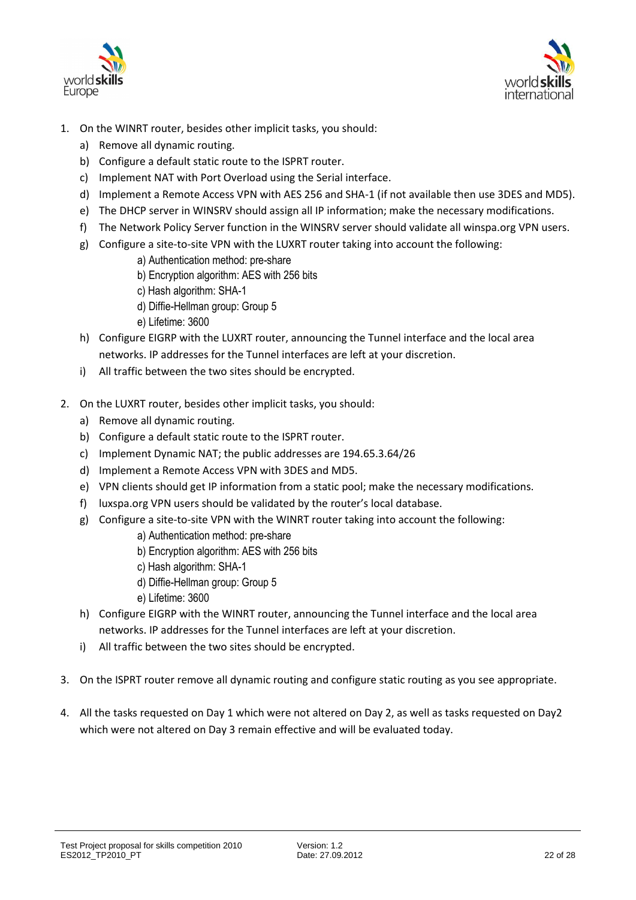1. On the WINRT router, besides other implicit tasks, you should:
   a) Remove all dynamic routing.
   b) Configure a default static route to the ISPRT router.
   c) Implement NAT with Port Overload using the Serial interface.
   d) Implement a Remote Access VPN with AES 256 and SHA-1 (if not available then use 3DES and MD5).
   e) The DHCP server in WINSRV should assign all IP information; make the necessary modifications.
   f) The Network Policy Server function in the WINSRV server should validate all winspa.org VPN users.
   g) Configure a site-to-site VPN with the LUXRT router taking into account the following:
      a) Authentication method: pre-share
      b) Encryption algorithm: AES with 256 bits
      c) Hash algorithm: SHA-1
      d) Diffie-Hellman group: Group 5
      e) Lifetime: 3600
   h) Configure EIGRP with the LUXRT router, announcing the Tunnel interface and the local area networks. IP addresses for the Tunnel interfaces are left at your discretion.
   i) All traffic between the two sites should be encrypted.

2. On the LUXRT router, besides other implicit tasks, you should:
   a) Remove all dynamic routing.
   b) Configure a default static route to the ISPRT router.
   c) Implement Dynamic NAT; the public addresses are 194.65.3.64/26
   d) Implement a Remote Access VPN with 3DES and MD5.
   e) VPN clients should get IP information from a static pool; make the necessary modifications.
   f) luxspa.org VPN users should be validated by the router's local database.
   g) Configure a site-to-site VPN with the WINRT router taking into account the following:
      a) Authentication method: pre-share
      b) Encryption algorithm: AES with 256 bits
      c) Hash algorithm: SHA-1
      d) Diffie-Hellman group: Group 5
      e) Lifetime: 3600
   h) Configure EIGRP with the WINRT router, announcing the Tunnel interface and the local area networks. IP addresses for the Tunnel interfaces are left at your discretion.
   i) All traffic between the two sites should be encrypted.

3. On the ISPRT router remove all dynamic routing and configure static routing as you see appropriate.

4. All the tasks requested on Day 1 which were not altered on Day 2, as well as tasks requested on Day2 which were not altered on Day 3 remain effective and will be evaluated today.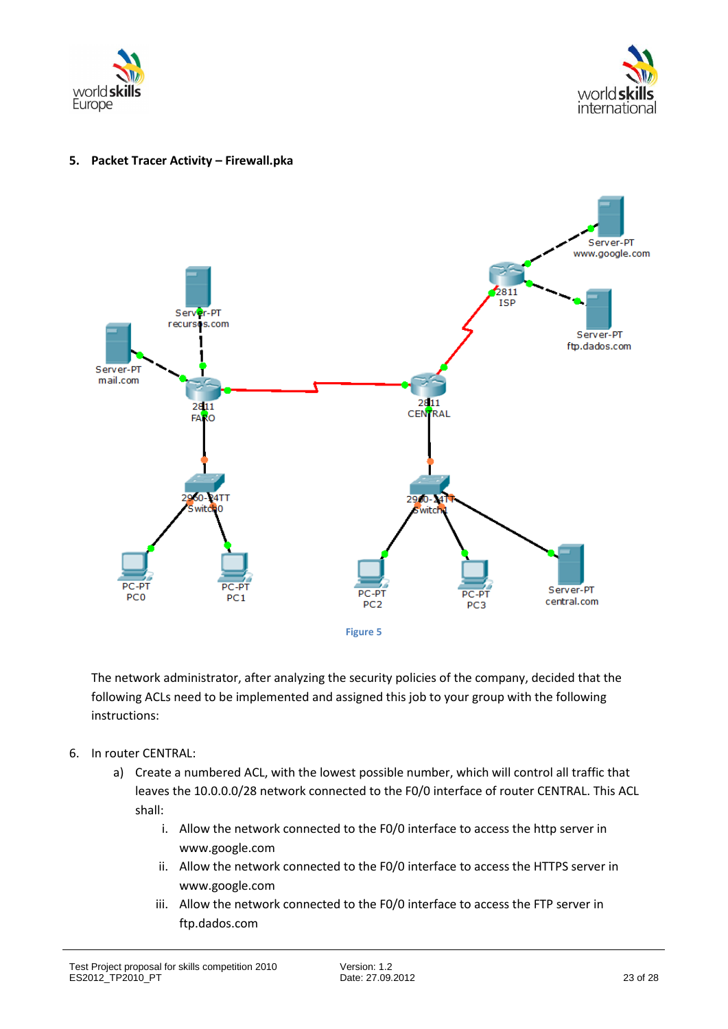## 5. Packet Tracer Activity – Firewall.pka

Figure 5

The network administrator, after analyzing the security policies of the company, decided that the following ACLs need to be implemented and assigned this job to your group with the following instructions:

6. In router CENTRAL:
   a) Create a numbered ACL, with the lowest possible number, which will control all traffic that leaves the 10.0.0.0/28 network connected to the F0/0 interface of router CENTRAL. This ACL shall:
      i. Allow the network connected to the F0/0 interface to access the http server in www.google.com
      ii. Allow the network connected to the F0/0 interface to access the HTTPS server in www.google.com
      iii. Allow the network connected to the F0/0 interface to access the FTP server in ftp.dados.com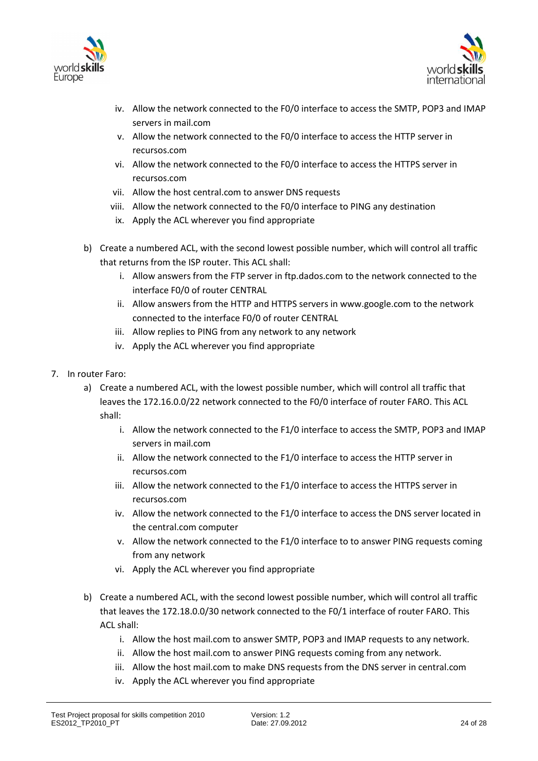iv. Allow the network connected to the F0/0 interface to access the SMTP, POP3 and IMAP servers in mail.com
   v. Allow the network connected to the F0/0 interface to access the HTTP server in recursos.com
   vi. Allow the network connected to the F0/0 interface to access the HTTPS server in recursos.com
   vii. Allow the host central.com to answer DNS requests
   viii. Allow the network connected to the F0/0 interface to PING any destination
   ix. Apply the ACL wherever you find appropriate

b) Create a numbered ACL, with the second lowest possible number, which will control all traffic that returns from the ISP router. This ACL shall:
   i. Allow answers from the FTP server in ftp.dados.com to the network connected to the interface F0/0 of router CENTRAL
   ii. Allow answers from the HTTP and HTTPS servers in www.google.com to the network connected to the interface F0/0 of router CENTRAL
   iii. Allow replies to PING from any network to any network
   iv. Apply the ACL wherever you find appropriate

7. In router Faro:
   a) Create a numbered ACL, with the lowest possible number, which will control all traffic that leaves the 172.16.0.0/22 network connected to the F0/0 interface of router FARO. This ACL shall:
      i. Allow the network connected to the F1/0 interface to access the SMTP, POP3 and IMAP servers in mail.com
      ii. Allow the network connected to the F1/0 interface to access the HTTP server in recursos.com
      iii. Allow the network connected to the F1/0 interface to access the HTTPS server in recursos.com
      iv. Allow the network connected to the F1/0 interface to access the DNS server located in the central.com computer
      v. Allow the network connected to the F1/0 interface to to answer PING requests coming from any network
      vi. Apply the ACL wherever you find appropriate

   b) Create a numbered ACL, with the second lowest possible number, which will control all traffic that leaves the 172.18.0.0/30 network connected to the F0/1 interface of router FARO. This ACL shall:
      i. Allow the host mail.com to answer SMTP, POP3 and IMAP requests to any network.
      ii. Allow the host mail.com to answer PING requests coming from any network.
      iii. Allow the host mail.com to make DNS requests from the DNS server in central.com
      iv. Apply the ACL wherever you find appropriate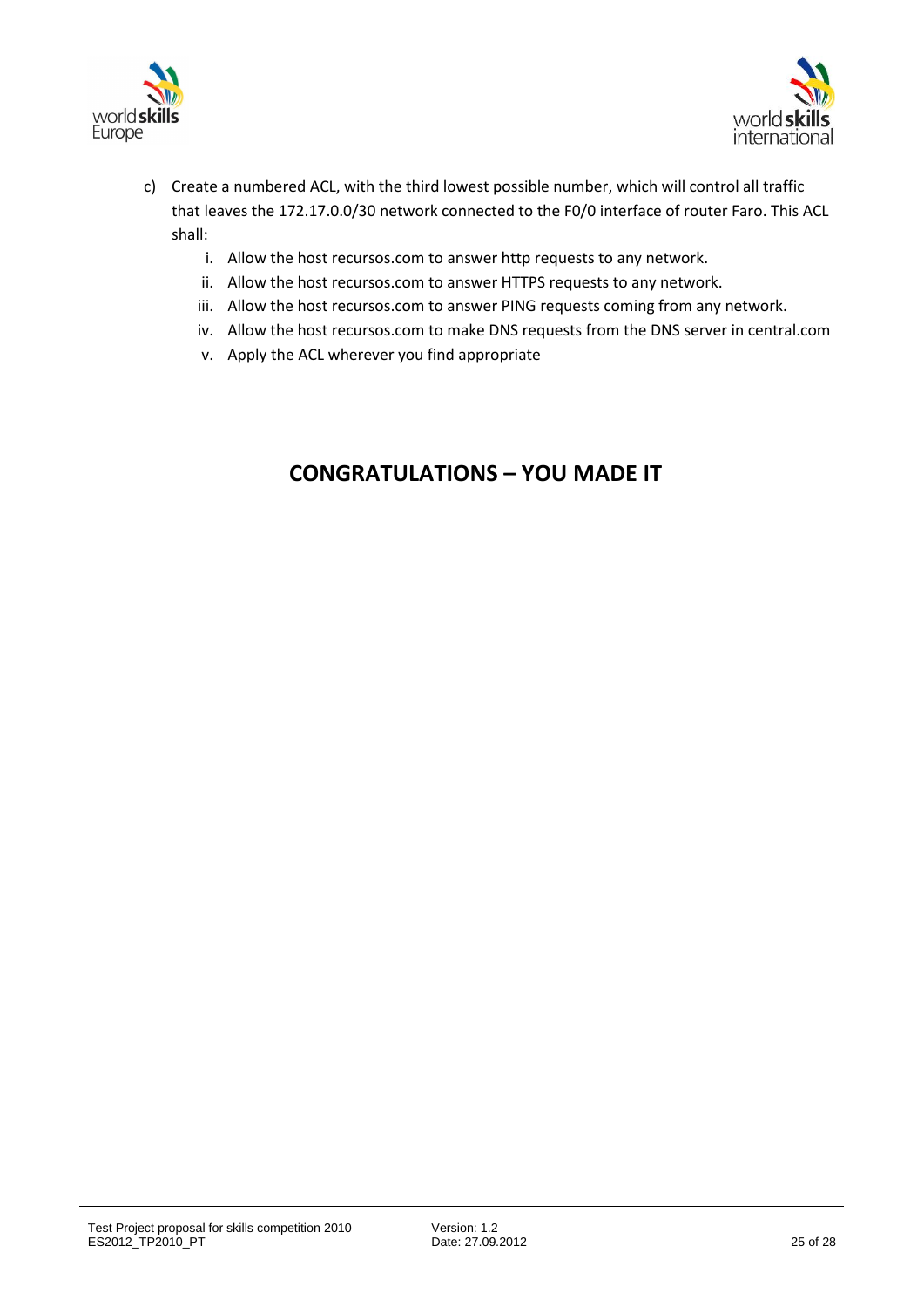c) Create a numbered ACL, with the third lowest possible number, which will control all traffic that leaves the 172.17.0.0/30 network connected to the F0/0 interface of router Faro. This ACL shall:

   i. Allow the host recursos.com to answer http requests to any network.
   ii. Allow the host recursos.com to answer HTTPS requests to any network.
   iii. Allow the host recursos.com to answer PING requests coming from any network.
   iv. Allow the host recursos.com to make DNS requests from the DNS server in central.com
   v. Apply the ACL wherever you find appropriate

## CONGRATULATIONS – YOU MADE IT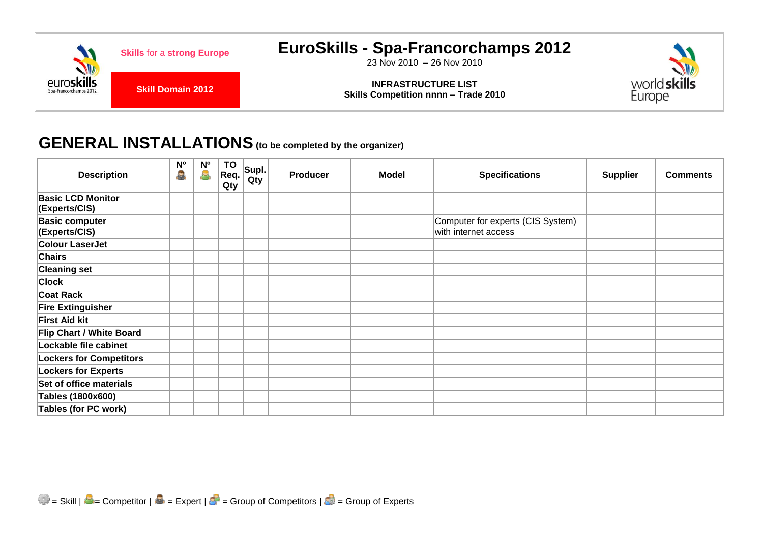Skills for a strong Europe

**Skill Domain 2012**

# EuroSkills - Spa-Francorchamps 2012

23 Nov 2010 – 26 Nov 2010

**INFRASTRUCTURE LIST**
**Skills Competition nnnn – Trade 2010**

## GENERAL INSTALLATIONS (to be completed by the organizer)

| Description | Nº (Expert) | Nº (Competitor) | TO Req. Qty | Supl. Qty | Producer | Model | Specifications | Supplier | Comments |
|---|---|---|---|---|---|---|---|---|---|
| **Basic LCD Monitor (Experts/CIS)** | | | | | | | | | |
| **Basic computer (Experts/CIS)** | | | | | | | Computer for experts (CIS System) with internet access | | |
| **Colour LaserJet** | | | | | | | | | |
| **Chairs** | | | | | | | | | |
| **Cleaning set** | | | | | | | | | |
| **Clock** | | | | | | | | | |
| **Coat Rack** | | | | | | | | | |
| **Fire Extinguisher** | | | | | | | | | |
| **First Aid kit** | | | | | | | | | |
| **Flip Chart / White Board** | | | | | | | | | |
| **Lockable file cabinet** | | | | | | | | | |
| **Lockers for Competitors** | | | | | | | | | |
| **Lockers for Experts** | | | | | | | | | |
| **Set of office materials** | | | | | | | | | |
| **Tables (1800x600)** | | | | | | | | | |
| **Tables (for PC work)** | | | | | | | | | |

= Skill | = Competitor | = Expert | = Group of Competitors | = Group of Experts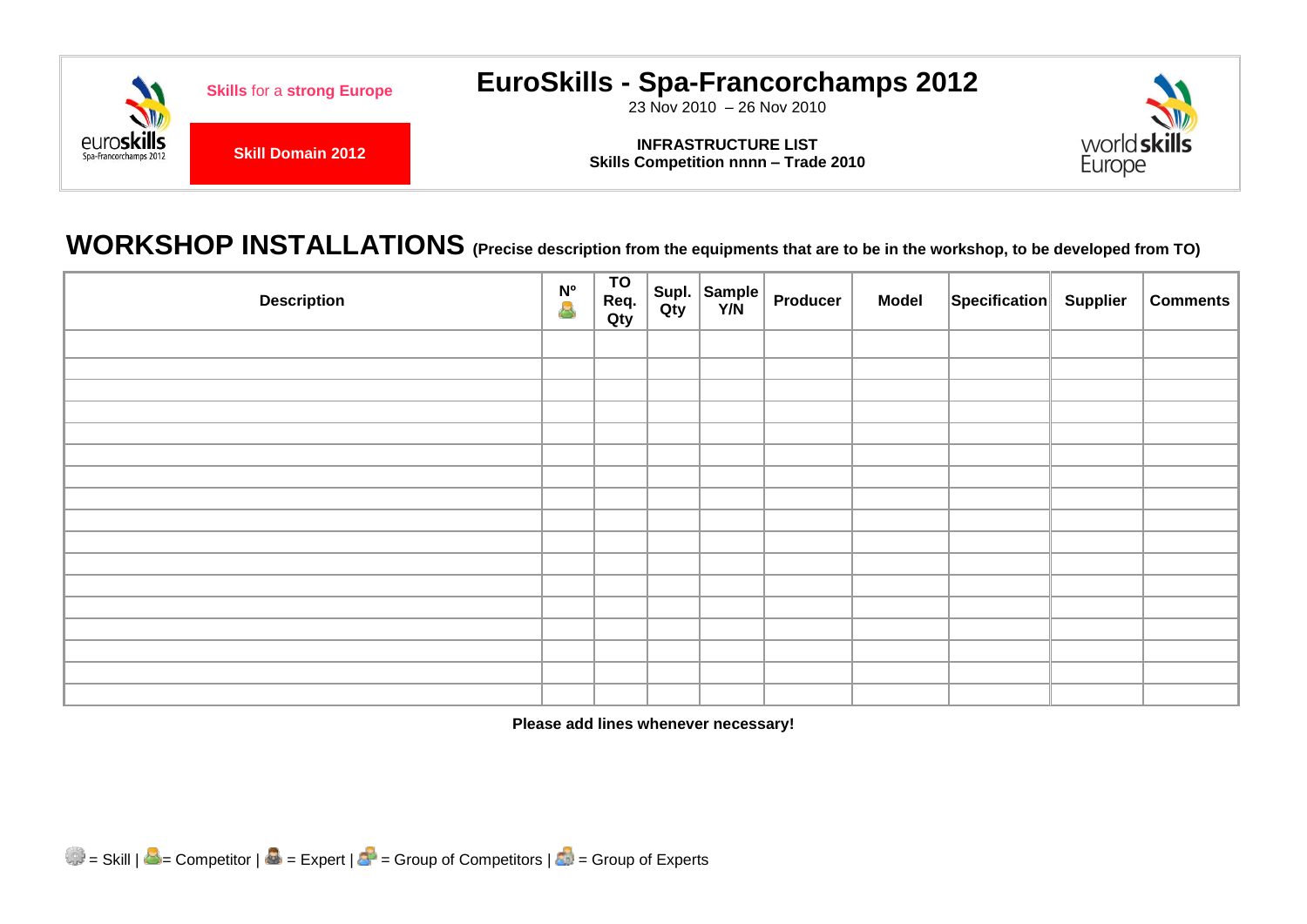**Skills** for a **strong Europe**

**Skill Domain 2012**

# EuroSkills - Spa-Francorchamps 2012

23 Nov 2010 – 26 Nov 2010

**INFRASTRUCTURE LIST**
**Skills Competition nnnn – Trade 2010**

## WORKSHOP INSTALLATIONS **(Precise description from the equipments that are to be in the workshop, to be developed from TO)**

| Description | Nº | TO Req. Qty | Supl. Qty | Sample Y/N | Producer | Model | Specification | Supplier | Comments |
|---|---|---|---|---|---|---|---|---|---|
| | | | | | | | | | |
| | | | | | | | | | |
| | | | | | | | | | |
| | | | | | | | | | |
| | | | | | | | | | |
| | | | | | | | | | |
| | | | | | | | | | |
| | | | | | | | | | |
| | | | | | | | | | |
| | | | | | | | | | |
| | | | | | | | | | |
| | | | | | | | | | |
| | | | | | | | | | |
| | | | | | | | | | |
| | | | | | | | | | |
| | | | | | | | | | |
| | | | | | | | | | |

**Please add lines whenever necessary!**

= Skill | = Competitor | = Expert | = Group of Competitors | = Group of Experts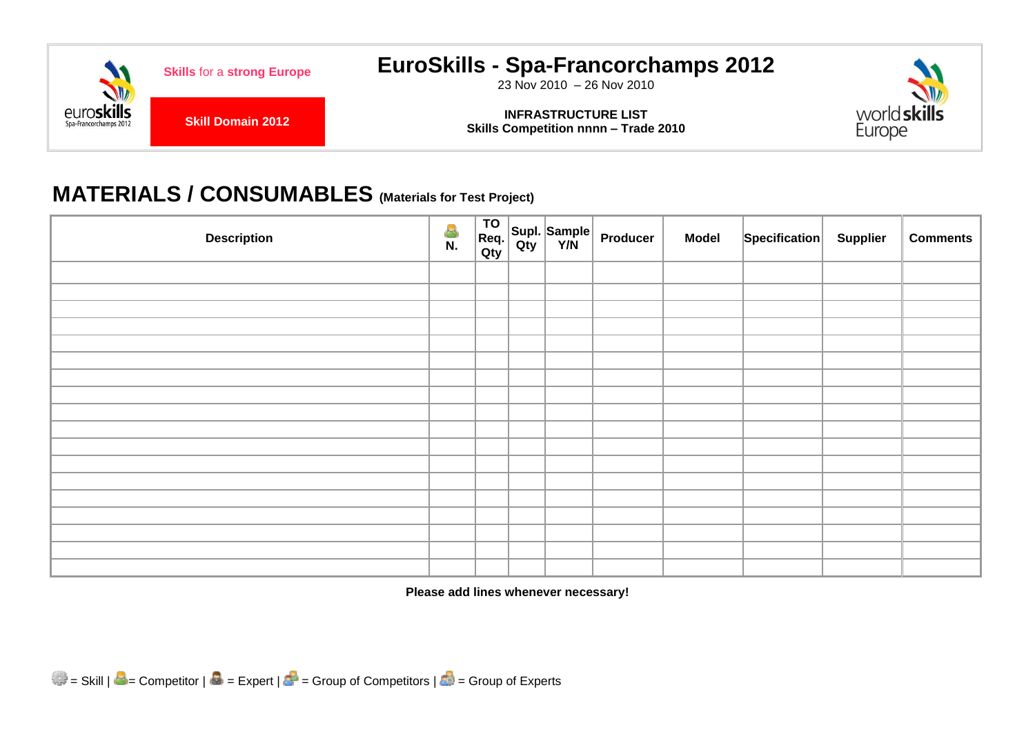Skills for a strong Europe

Skill Domain 2012

# EuroSkills - Spa-Francorchamps 2012

23 Nov 2010 – 26 Nov 2010

**INFRASTRUCTURE LIST**
**Skills Competition nnnn – Trade 2010**

## MATERIALS / CONSUMABLES (Materials for Test Project)

| Description | N. | TO Req. Qty | Supl. Qty | Sample Y/N | Producer | Model | Specification | Supplier | Comments |
|---|---|---|---|---|---|---|---|---|---|
| | | | | | | | | | |
| | | | | | | | | | |
| | | | | | | | | | |
| | | | | | | | | | |
| | | | | | | | | | |
| | | | | | | | | | |
| | | | | | | | | | |
| | | | | | | | | | |
| | | | | | | | | | |
| | | | | | | | | | |
| | | | | | | | | | |
| | | | | | | | | | |
| | | | | | | | | | |
| | | | | | | | | | |
| | | | | | | | | | |
| | | | | | | | | | |
| | | | | | | | | | |
| | | | | | | | | | |

**Please add lines whenever necessary!**

= Skill | = Competitor | = Expert | = Group of Competitors | = Group of Experts